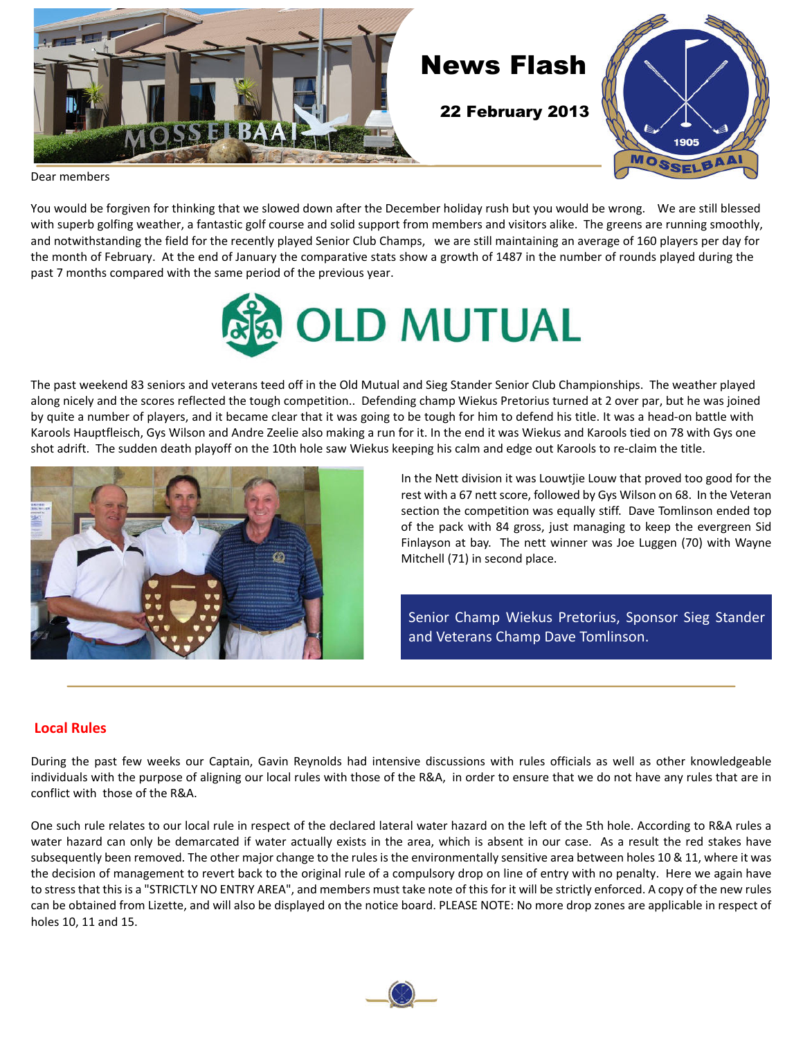# News Flash

**22 February 2013**

Dear members

You would be forgiven for thinking that we slowed down after the December holiday rush but you would be wrong. We are still blessed with superb golfing weather, a fantastic golf course and solid support from members and visitors alike. The greens are running smoothly, and notwithstanding the field for the recently played Senior Club Champs, we are still maintaining an average of 160 players per day for the month of February. At the end of January the comparative stats show a growth of 1487 in the number of rounds played during the past 7 months compared with the same period of the previous year.

The past weekend 83 seniors and veterans teed off in the Old Mutual and Sieg Stander Senior Club Championships. The weather played along nicely and the scores reflected the tough competition.. Defending champ Wiekus Pretorius turned at 2 over par, but he was joined by quite a number of players, and it became clear that it was going to be tough for him to defend his title. It was a head-on battle with Karools Hauptfleisch, Gys Wilson and Andre Zeelie also making a run for it. In the end it was Wiekus and Karools tied on 78 with Gys one shot adrift. The sudden death playoff on the 10th hole saw Wiekus keeping his calm and edge out Karools to re-claim the title.

In the Nett division it was Louwtjie Louw that proved too good for the rest with a 67 nett score, followed by Gys Wilson on 68. In the Veteran section the competition was equally stiff. Dave Tomlinson ended top of the pack with 84 gross, just managing to keep the evergreen Sid Finlayson at bay. The nett winner was Joe Luggen (70) with Wayne Mitchell (71) in second place.

Senior Champ Wiekus Pretorius, Sponsor Sieg Stander and Veterans Champ Dave Tomlinson.

## Local Rules

During the past few weeks our Captain, Gavin Reynolds had intensive discussions with rules officials as well as other knowledgeable individuals with the purpose of aligning our local rules with those of the R&A, in order to ensure that we do not have any rules that are in conflict with those of the R&A.

One such rule relates to our local rule in respect of the declared lateral water hazard on the left of the 5th hole. According to R&A rules a water hazard can only be demarcated if water actually exists in the area, which is absent in our case. As a result the red stakes have subsequently been removed. The other major change to the rules is the environmentally sensitive area between holes 10 & 11, where it was the decision of management to revert back to the original rule of a compulsory drop on line of entry with no penalty. Here we again have to stress that this is a "STRICTLY NO ENTRY AREA", and members must take note of this for it will be strictly enforced. A copy of the new rules can be obtained from Lizette, and will also be displayed on the notice board. PLEASE NOTE: No more drop zones are applicable in respect of holes 10, 11 and 15.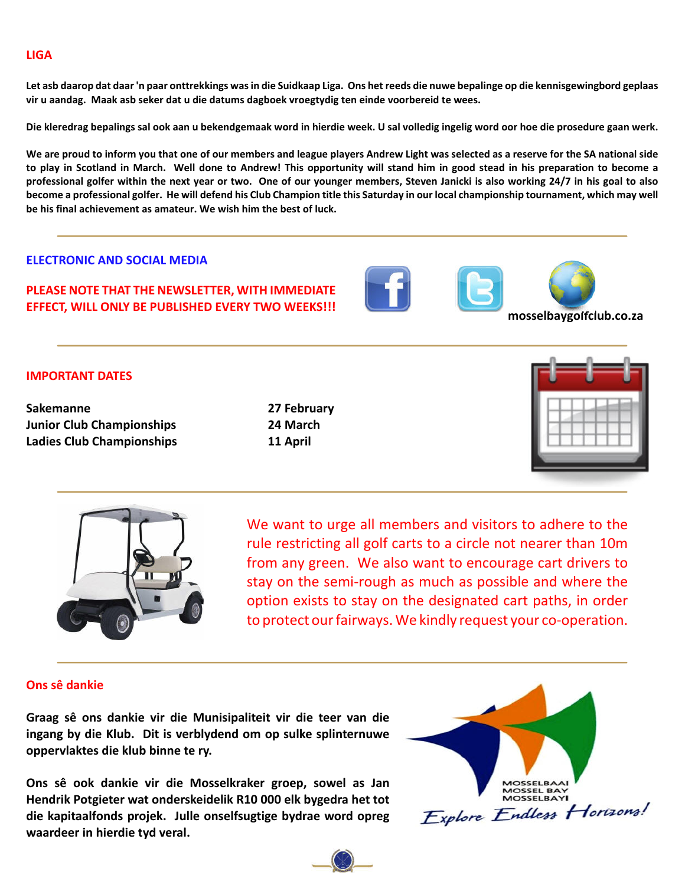## LIGA

**Let asb daarop dat daar 'n paar onttrekkings was in die Suidkaap Liga. Ons het reeds die nuwe bepalinge op die kennisgewingbord geplaas vir u aandag. Maak asb seker dat u die datums dagboek vroegtydig ten einde voorbereid te wees.**

**Die kleredrag bepalings sal ook aan u bekendgemaak word in hierdie week. U sal volledig ingelig word oor hoe die prosedure gaan werk.**

**We are proud to inform you that one of our members and league players Andrew Light was selected as a reserve for the SA national side to play in Scotland in March. Well done to Andrew! This opportunity will stand him in good stead in his preparation to become a professional golfer within the next year or two. One of our younger members, Steven Janicki is also working 24/7 in his goal to also become a professional golfer. He will defend his Club Champion title this Saturday in our local championship tournament, which may well be his final achievement as amateur. We wish him the best of luck.**

## ELECTRONIC AND SOCIAL MEDIA

**PLEASE NOTE THAT THE NEWSLETTER, WITH IMMEDIATE EFFECT, WILL ONLY BE PUBLISHED EVERY TWO WEEKS!!!**

**mosselbaygolfclub.co.za**

## IMPORTANT DATES

| | |
|---|---|
| **Sakemanne** | **27 February** |
| **Junior Club Championships** | **24 March** |
| **Ladies Club Championships** | **11 April** |

We want to urge all members and visitors to adhere to the rule restricting all golf carts to a circle not nearer than 10m from any green. We also want to encourage cart drivers to stay on the semi-rough as much as possible and where the option exists to stay on the designated cart paths, in order to protect our fairways. We kindly request your co-operation.

## Ons sê dankie

**Graag sê ons dankie vir die Munisipaliteit vir die teer van die ingang by die Klub. Dit is verblydend om op sulke splinternuwe oppervlaktes die klub binne te ry.**

**Ons sê ook dankie vir die Mosselkraker groep, sowel as Jan Hendrik Potgieter wat onderskeidelik R10 000 elk bygedra het tot die kapitaalfonds projek. Julle onselfsugtige bydrae word opreg waardeer in hierdie tyd veral.**

MOSSELBAAI
MOSSEL BAY
MOSSELBAYI
*Explore Endless Horizons!*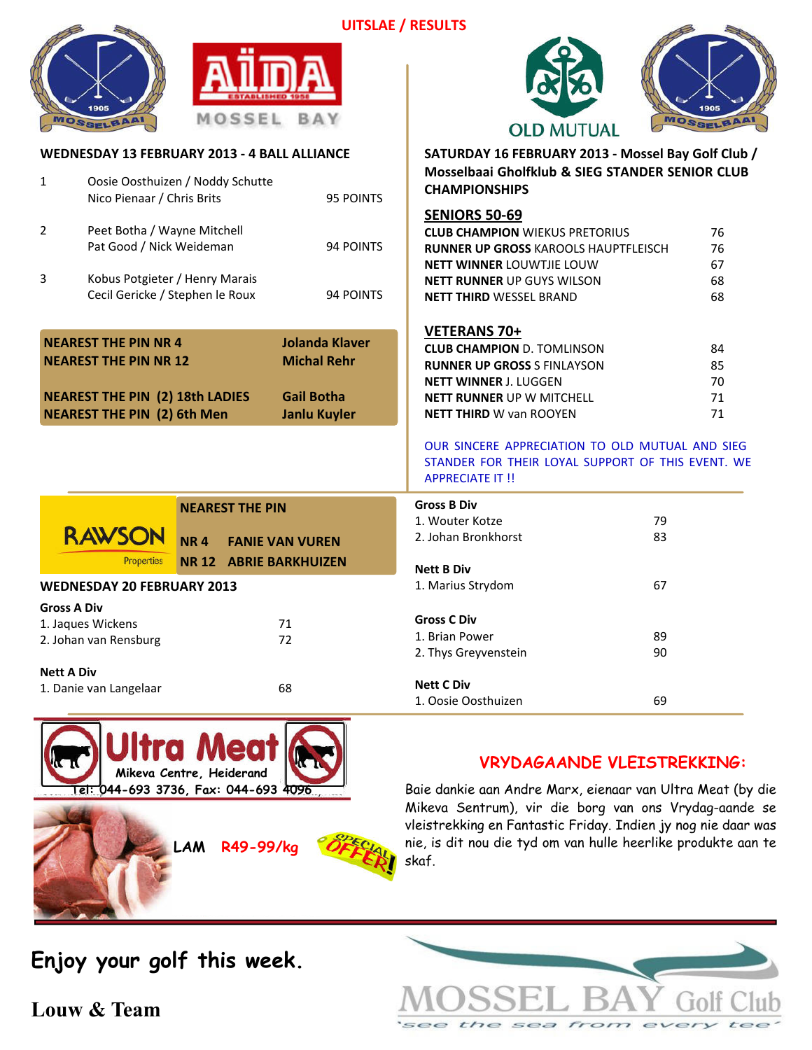# UITSLAE / RESULTS

## WEDNESDAY 13 FEBRUARY 2013 - 4 BALL ALLIANCE

| | | |
|---|---|---|
| 1 | Oosie Oosthuizen / Noddy Schutte<br>Nico Pienaar / Chris Brits | 95 POINTS |
| 2 | Peet Botha / Wayne Mitchell<br>Pat Good / Nick Weideman | 94 POINTS |
| 3 | Kobus Potgieter / Henry Marais<br>Cecil Gericke / Stephen le Roux | 94 POINTS |

| | |
|---|---|
| **NEAREST THE PIN NR 4** | **Jolanda Klaver** |
| **NEAREST THE PIN NR 12** | **Michal Rehr** |
| **NEAREST THE PIN (2) 18th LADIES** | **Gail Botha** |
| **NEAREST THE PIN (2) 6th Men** | **Janlu Kuyler** |

## SATURDAY 16 FEBRUARY 2013 - Mossel Bay Golf Club / Mosselbaai Gholfklub & SIEG STANDER SENIOR CLUB CHAMPIONSHIPS

### SENIORS 50-69

| | |
|---|---|
| **CLUB CHAMPION** WIEKUS PRETORIUS | 76 |
| **RUNNER UP GROSS** KAROOLS HAUPTFLEISCH | 76 |
| **NETT WINNER** LOUWTJIE LOUW | 67 |
| **NETT RUNNER** UP GUYS WILSON | 68 |
| **NETT THIRD** WESSEL BRAND | 68 |

### VETERANS 70+

| | |
|---|---|
| **CLUB CHAMPION** D. TOMLINSON | 84 |
| **RUNNER UP GROSS** S FINLAYSON | 85 |
| **NETT WINNER** J. LUGGEN | 70 |
| **NETT RUNNER** UP W MITCHELL | 71 |
| **NETT THIRD** W van ROOYEN | 71 |

OUR SINCERE APPRECIATION TO OLD MUTUAL AND SIEG STANDER FOR THEIR LOYAL SUPPORT OF THIS EVENT. WE APPRECIATE IT !!

**NEAREST THE PIN**

**NR 4 FANIE VAN VUREN**

**NR 12 ABRIE BARKHUIZEN**

## WEDNESDAY 20 FEBRUARY 2013

**Gross A Div**

| | |
|---|---|
| 1. Jaques Wickens | 71 |
| 2. Johan van Rensburg | 72 |

**Nett A Div**

| | |
|---|---|
| 1. Danie van Langelaar | 68 |

**Gross B Div**

| | |
|---|---|
| 1. Wouter Kotze | 79 |
| 2. Johan Bronkhorst | 83 |

**Nett B Div**

| | |
|---|---|
| 1. Marius Strydom | 67 |

**Gross C Div**

| | |
|---|---|
| 1. Brian Power | 89 |
| 2. Thys Greyvenstein | 90 |

**Nett C Div**

| | |
|---|---|
| 1. Oosie Oosthuizen | 69 |

**Ultra Meat**
Mikeva Centre, Heiderand
Tel: 044-693 3736, Fax: 044-693 4096

LAM R49-99/kg SPECIAL OFFER!

## VRYDAGAANDE VLEISTREKKING:

Baie dankie aan Andre Marx, eienaar van Ultra Meat (by die Mikeva Sentrum), vir die borg van ons Vrydag-aande se vleistrekking en Fantastic Friday. Indien jy nog nie daar was nie, is dit nou die tyd om van hulle heerlike produkte aan te skaf.

**Enjoy your golf this week.**

**Louw & Team**

MOSSEL BAY Golf Club
'see the sea from every tee'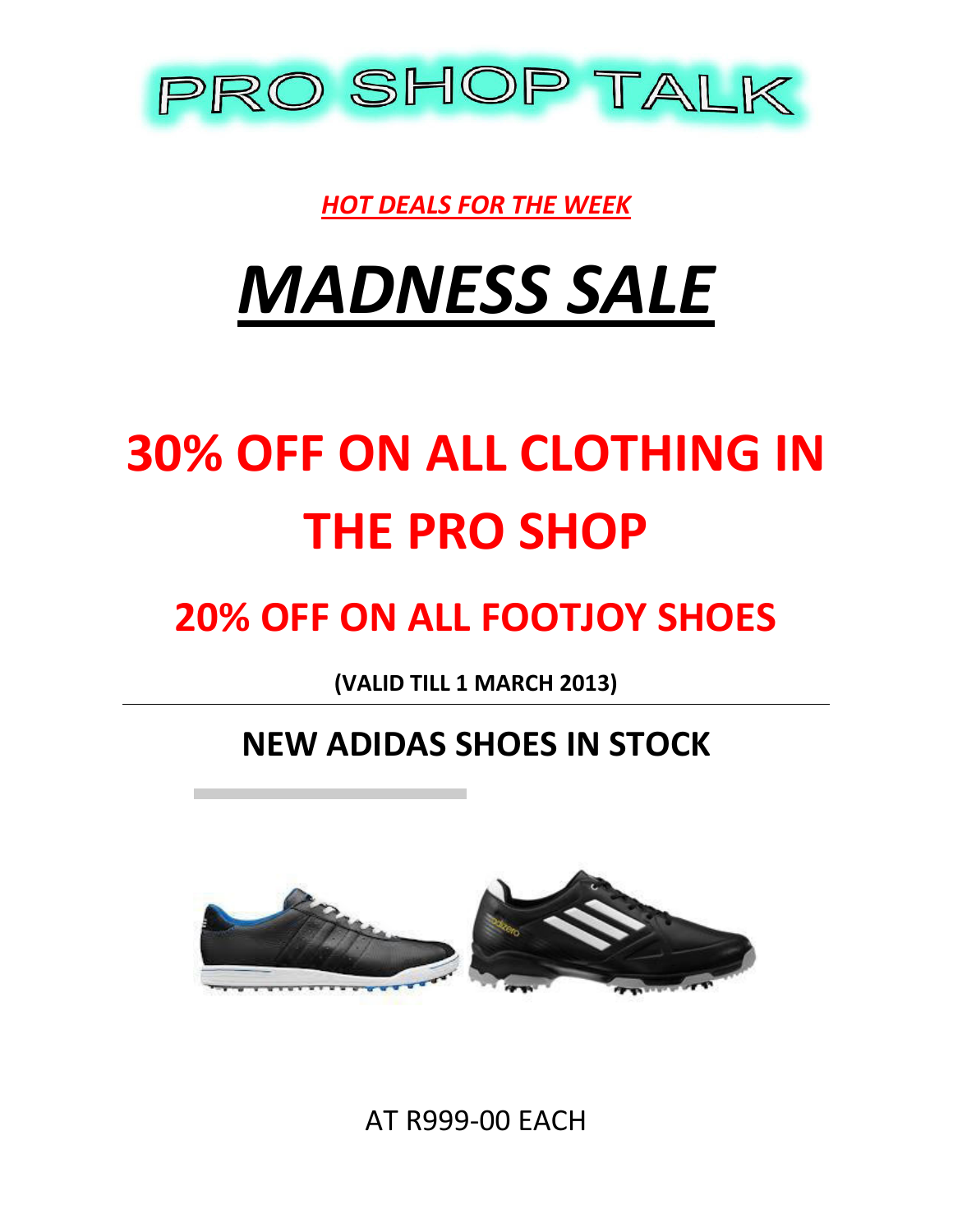# PRO SHOP TALK

***HOT DEALS FOR THE WEEK***

# ***MADNESS SALE***

## 30% OFF ON ALL CLOTHING IN THE PRO SHOP

## 20% OFF ON ALL FOOTJOY SHOES

**(VALID TILL 1 MARCH 2013)**

---

## NEW ADIDAS SHOES IN STOCK

AT R999-00 EACH